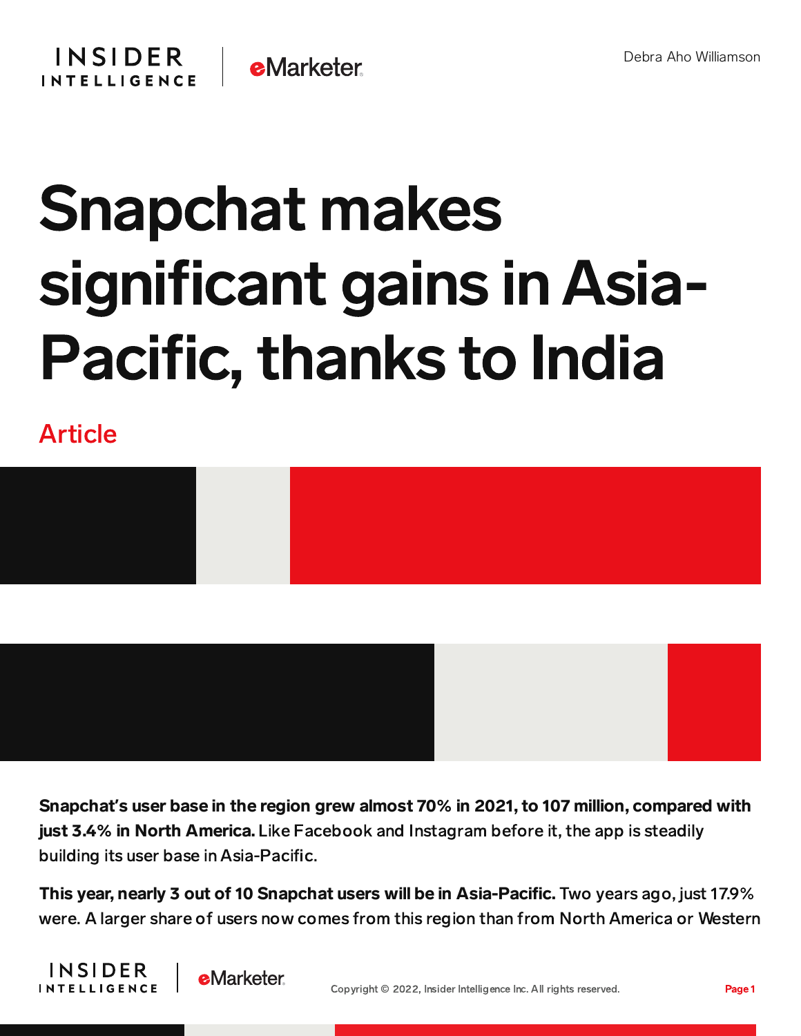Debra Aho Williamson

# Snapchat makes significant gains in Asia-Pacific, thanks to India

Article

**Snapchat's user base in the region grew almost 70% in 2021, to 107 million, compared with just 3.4% in North America.** Like Facebook and Instagram before it, the app is steadily building its user base in Asia-Pacific.

**This year, nearly 3 out of 10 Snapchat users will be in Asia-Pacific.** Two years ago, just 17.9% were. A larger share of users now comes from this region than from North America or Western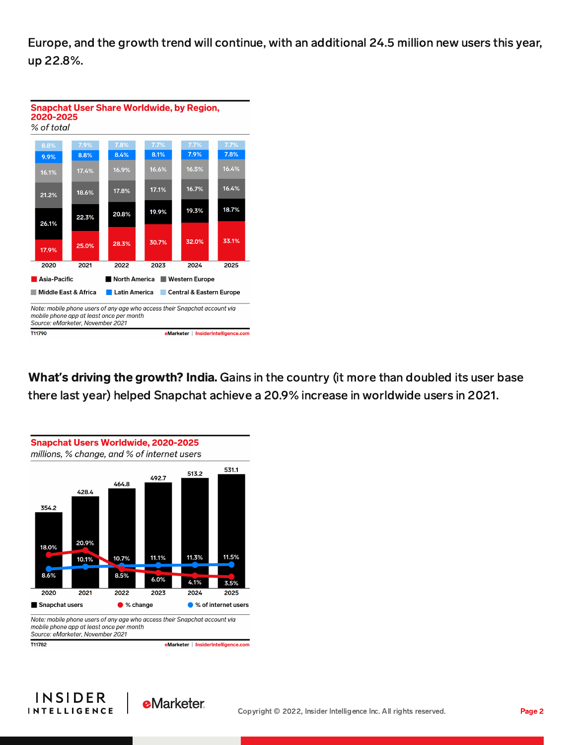Europe, and the growth trend will continue, with an additional 24.5 million new users this year, up 22.8%.

**Snapchat User Share Worldwide, by Region, 2020-2025**
*% of total*

| Region | 2020 | 2021 | 2022 | 2023 | 2024 | 2025 |
|---|---|---|---|---|---|---|
| Asia-Pacific | 17.9% | 25.0% | 28.3% | 30.7% | 32.0% | 33.1% |
| North America | 26.1% | 22.3% | 20.8% | 19.9% | 19.3% | 18.7% |
| Western Europe | 21.2% | 18.6% | 17.8% | 17.1% | 16.7% | 16.4% |
| Middle East & Africa | 16.1% | 17.4% | 16.9% | 16.6% | 16.5% | 16.4% |
| Latin America | 9.9% | 8.8% | 8.4% | 8.1% | 7.9% | 7.8% |
| Central & Eastern Europe | 8.8% | 7.9% | 7.8% | 7.7% | 7.7% | 7.7% |

*Note: mobile phone users of any age who access their Snapchat account via mobile phone app at least once per month*
*Source: eMarketer, November 2021*

T11790 eMarketer | InsiderIntelligence.com

**What's driving the growth? India.** Gains in the country (it more than doubled its user base there last year) helped Snapchat achieve a 20.9% increase in worldwide users in 2021.

**Snapchat Users Worldwide, 2020-2025**
*millions, % change, and % of internet users*

| | 2020 | 2021 | 2022 | 2023 | 2024 | 2025 |
|---|---|---|---|---|---|---|
| Snapchat users | 354.2 | 428.4 | 464.8 | 492.7 | 513.2 | 531.1 |
| % change | 18.0% | 20.9% | 8.5% | 6.0% | 4.1% | 3.5% |
| % of internet users | 8.6% | 10.1% | 10.7% | 11.1% | 11.3% | 11.5% |

*Note: mobile phone users of any age who access their Snapchat account via mobile phone app at least once per month*
*Source: eMarketer, November 2021*

T11782 eMarketer | InsiderIntelligence.com

Copyright © 2022, Insider Intelligence Inc. All rights reserved.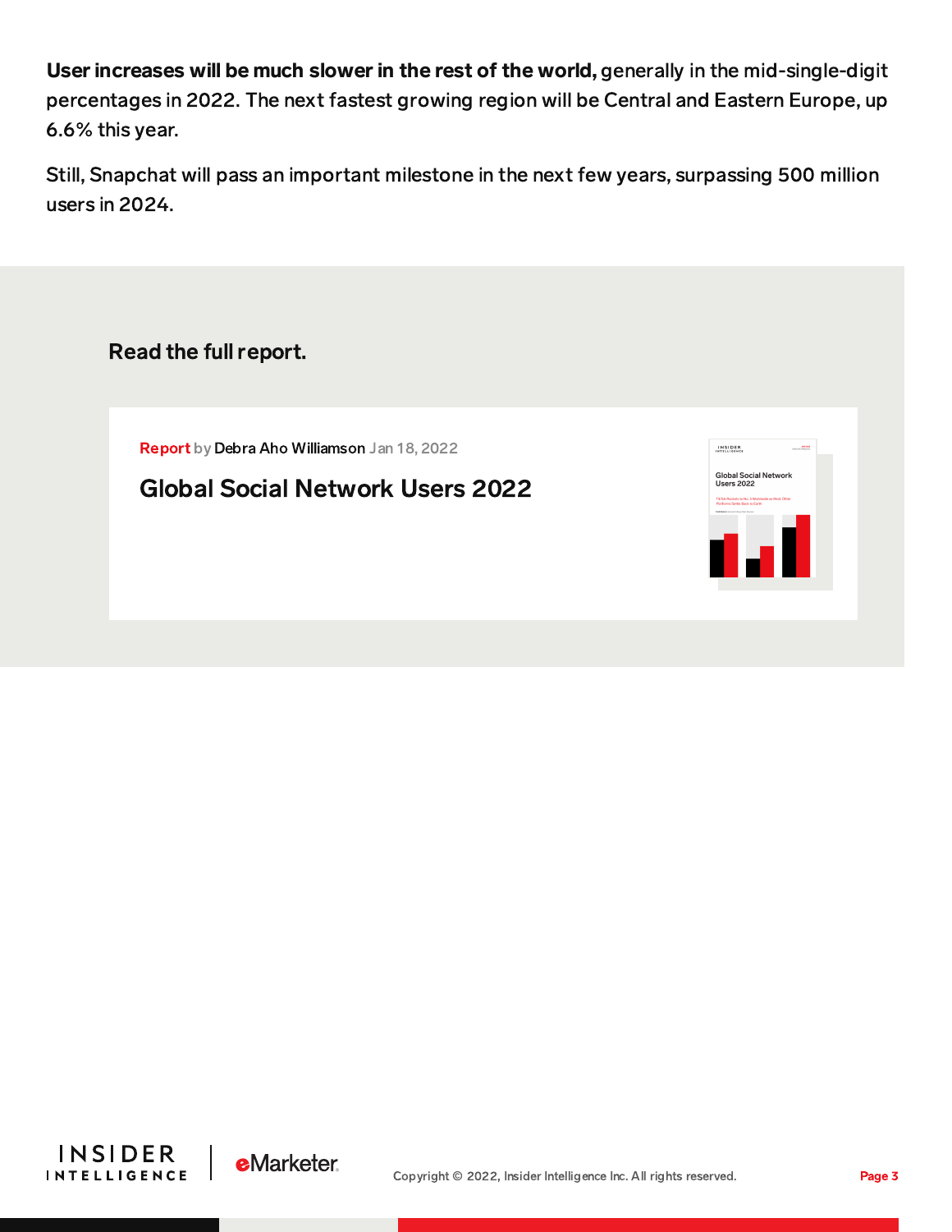**User increases will be much slower in the rest of the world,** generally in the mid-single-digit percentages in 2022. The next fastest growing region will be Central and Eastern Europe, up 6.6% this year.

Still, Snapchat will pass an important milestone in the next few years, surpassing 500 million users in 2024.

**Read the full report.**

Report by Debra Aho Williamson Jan 18, 2022

**Global Social Network Users 2022**